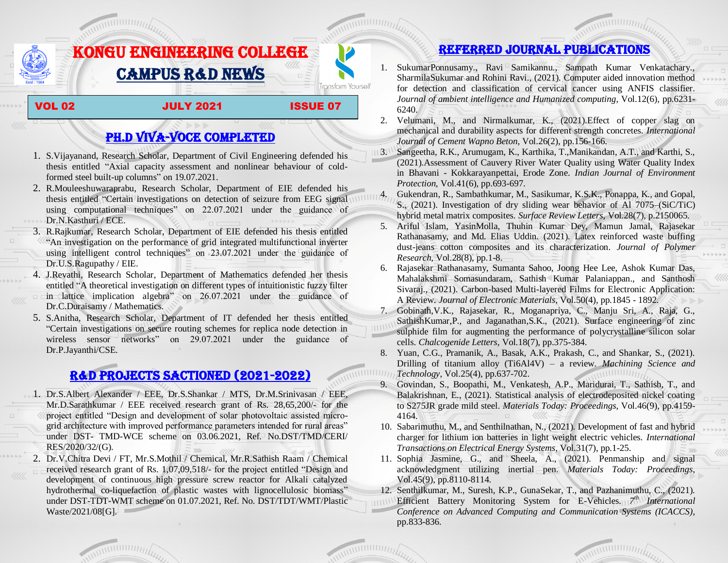# KONGU ENGINEERING COLLEGE

## CAMPUS R&D NEWS

Transform Yourself

**VOL 02 JULY 2021 ISSUE 07**

## PH.D VIVA-VOCE COMPLETED

1. S.Vijayanand, Research Scholar, Department of Civil Engineering defended his thesis entitled "Axial capacity assessment and nonlinear behaviour of cold-formed steel built-up columns" on 19.07.2021.
2. R.Mouleeshuwaraprabu, Research Scholar, Department of EIE defended his thesis entitled "Certain investigations on detection of seizure from EEG signal using computational techniques" on 22.07.2021 under the guidance of Dr.N.Kasthuri / ECE.
3. R.Rajkumar, Research Scholar, Department of EIE defended his thesis entitled "An investigation on the performance of grid integrated multifunctional inverter using intelligent control techniques" on 23.07.2021 under the guidance of Dr.U.S.Ragupathy / EIE.
4. J.Revathi, Research Scholar, Department of Mathematics defended her thesis entitled "A theoretical investigation on different types of intuitionistic fuzzy filter in lattice implication algebra" on 26.07.2021 under the guidance of Dr.C.Duraisamy / Mathematics.
5. S.Anitha, Research Scholar, Department of IT defended her thesis entitled "Certain investigations on secure routing schemes for replica node detection in wireless sensor networks" on 29.07.2021 under the guidance of Dr.P.Jayanthi/CSE.

## R&D PROJECTS SACTIONED (2021-2022)

1. Dr.S.Albert Alexander / EEE, Dr.S.Shankar / MTS, Dr.M.Srinivasan / EEE, Mr.D.Sarathkumar / EEE received research grant of Rs. 28,65,200/- for the project entitled "Design and development of solar photovoltaic assisted micro-grid architecture with improved performance parameters intended for rural areas" under DST- TMD-WCE scheme on 03.06.2021, Ref. No.DST/TMD/CERI/ RES/2020/32/(G).
2. Dr.V.Chitra Devi / FT, Mr.S.Mothil / Chemical, Mr.R.Sathish Raam / Chemical received research grant of Rs. 1,07,09,518/- for the project entitled "Design and development of continuous high pressure screw reactor for Alkali catalyzed hydrothermal co-liquefaction of plastic wastes with lignocellulosic biomass" under DST-TDT-WMT scheme on 01.07.2021, Ref. No. DST/TDT/WMT/Plastic Waste/2021/08[G].

## REFERRED JOURNAL PUBLICATIONS

1. SukumarPonnusamy., Ravi Samikannu., Sampath Kumar Venkatachary., SharmilaSukumar and Rohini Ravi., (2021). Computer aided innovation method for detection and classification of cervical cancer using ANFIS classifier. *Journal of ambient intelligence and Humanized computing*, Vol.12(6), pp.6231-6240.
2. Velumani, M., and Nirmalkumar, K., (2021).Effect of copper slag on mechanical and durability aspects for different strength concretes. *International Journal of Cement Wapno Beton*, Vol.26(2), pp.156-166.
3. Sangeetha, R.K., Arumugam, K., Karthika, T.,Manikandan, A.T., and Karthi, S., (2021).Assessment of Cauvery River Water Quality using Water Quality Index in Bhavani - Kokkarayanpettai, Erode Zone. *Indian Journal of Environment Protection*, Vol.41(6), pp.693-697.
4. Gukendran, R., Sambathkumar, M., Sasikumar, K.S.K., Ponappa, K., and Gopal, S., (2021). Investigation of dry sliding wear behavior of Al 7075–(SiC/TiC) hybrid metal matrix composites. *Surface Review Letters*, Vol.28(7), p.2150065.
5. Ariful Islam, YasinMolla, Thuhin Kumar Dey, Mamun Jamal, Rajasekar Rathanasamy, and Md. Elias Uddin. (2021). Latex reinforced waste buffing dust-jeans cotton composites and its characterization. *Journal of Polymer Research*, Vol.28(8), pp.1-8.
6. Rajasekar Rathanasamy, Sumanta Sahoo, Joong Hee Lee, Ashok Kumar Das, Mahalakshmi Somasundaram, Sathish Kumar Palaniappan., and Santhosh Sivaraj., (2021). Carbon-based Multi-layered Films for Electronic Application: A Review. *Journal of Electronic Materials*, Vol.50(4), pp.1845 - 1892.
7. Gobinath,V.K., Rajasekar, R., Moganapriya, C., Manju Sri, A., Raja, G., SathishKumar,P., and Jaganathan,S.K., (2021). Surface engineering of zinc sulphide film for augmenting the performance of polycrystalline silicon solar cells. *Chalcogenide Letters*, Vol.18(7), pp.375-384.
8. Yuan, C.G., Pramanik, A., Basak, A.K., Prakash, C., and Shankar, S., (2021). Drilling of titanium alloy (Ti6Al4V) – a review. *Machining Science and Technology*, Vol.25(4), pp.637-702.
9. Govindan, S., Boopathi, M., Venkatesh, A.P., Maridurai, T., Sathish, T., and Balakrishnan, E., (2021). Statistical analysis of electrodeposited nickel coating to S275JR grade mild steel. *Materials Today: Proceedings*, Vol.46(9), pp.4159-4164.
10. Sabarimuthu, M., and Senthilnathan, N., (2021). Development of fast and hybrid charger for lithium ion batteries in light weight electric vehicles. *International Transactions on Electrical Energy Systems*, Vol.31(7), pp.1-25.
11. Sophia Jasmine, G., and Sheela, A., (2021). Penmanship and signal acknowledgment utilizing inertial pen. *Materials Today: Proceedings*, Vol.45(9), pp.8110-8114.
12. Senthilkumar, M., Suresh, K.P., GunaSekar, T., and Pazhanimuthu, C., (2021). Efficient Battery Monitoring System for E-Vehicles. *7th International Conference on Advanced Computing and Communication Systems (ICACCS)*, pp.833-836.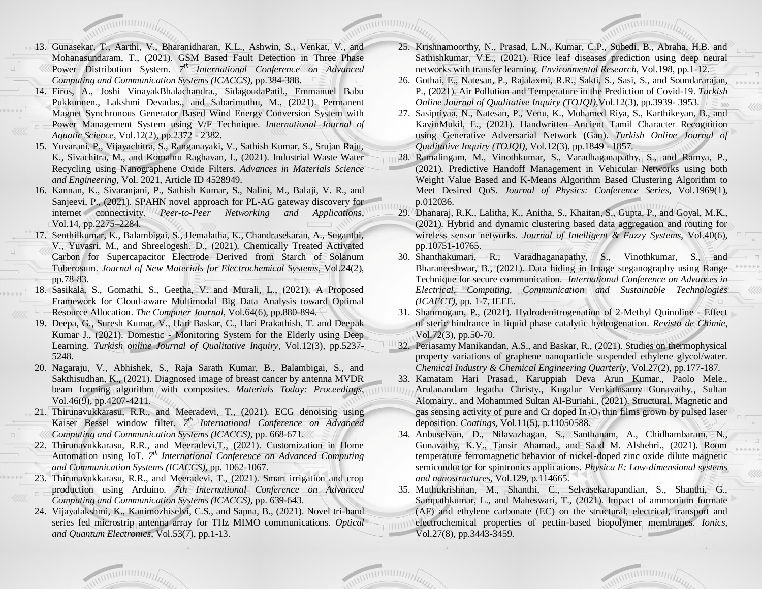13. Gunasekar, T., Aarthi, V., Bharanidharan, K.L., Ashwin, S., Venkat, V., and Mohanasundaram, T., (2021). GSM Based Fault Detection in Three Phase Power Distribution System. *7th International Conference on Advanced Computing and Communication Systems (ICACCS)*, pp.384-388.
14. Firos, A., Joshi VinayakBhalachandra., SidagoudaPatil., Emmanuel Babu Pukkunnen., Lakshmi Devadas., and Sabarimuthu, M., (2021). Permanent Magnet Synchronous Generator Based Wind Energy Conversion System with Power Management System using V/F Technique. *International Journal of Aquatic Science*, Vol.12(2), pp.2372 - 2382.
15. Yuvarani, P., Vijayachitra, S., Ranganayaki, V., Sathish Kumar, S., Srujan Raju, K., Sivachitra, M., and Komalnu Raghavan, I., (2021). Industrial Waste Water Recycling using Nanographene Oxide Filters. *Advances in Materials Science and Engineering*, Vol. 2021, Article ID 4528949.
16. Kannan, K., Sivaranjani, P., Sathish Kumar, S., Nalini, M., Balaji, V. R., and Sanjeevi, P., (2021). SPAHN novel approach for PL-AG gateway discovery for internet connectivity. *Peer-to-Peer Networking and Applications*, Vol.14, pp.2275–2284.
17. Senthilkumar, K., Balambigai, S., Hemalatha, K., Chandrasekaran, A., Suganthi, V., Yuvasri, M., and Shreelogesh. D., (2021). Chemically Treated Activated Carbon for Supercapacitor Electrode Derived from Starch of Solanum Tuberosum. *Journal of New Materials for Electrochemical Systems*, Vol.24(2), pp.78-83.
18. Sasikala, S., Gomathi, S., Geetha, V. and Murali, L., (2021). A Proposed Framework for Cloud-aware Multimodal Big Data Analysis toward Optimal Resource Allocation. *The Computer Journal*, Vol.64(6), pp.880-894.
19. Deepa, G., Suresh Kumar, V., Hari Baskar, C., Hari Prakathish, T. and Deepak Kumar J., (2021). Domestic - Monitoring System for the Elderly using Deep Learning. *Turkish online Journal of Qualitative Inquiry*, Vol.12(3), pp.5237-5248.
20. Nagaraju, V., Abhishek, S., Raja Sarath Kumar, B., Balambigai, S., and Sakthisudhan, K., (2021). Diagnosed image of breast cancer by antenna MVDR beam forming algorithm with composites. *Materials Today: Proceedings*, Vol.46(9), pp.4207-4211.
21. Thirunavukkarasu, R.R., and Meeradevi, T., (2021). ECG denoising using Kaiser Bessel window filter. *7th International Conference on Advanced Computing and Communication Systems (ICACCS)*, pp. 668-671.
22. Thirunavukkarasu, R.R., and Meeradevi,T., (2021). Customization in Home Automation using IoT. *7th International Conference on Advanced Computing and Communication Systems (ICACCS)*, pp. 1062-1067.
23. Thirunavukkarasu, R.R., and Meeradevi, T., (2021). Smart irrigation and crop production using Arduino. *7th International Conference on Advanced Computing and Communication Systems (ICACCS)*, pp. 639-643.
24. Vijayalakshmi, K., Kanimozhiselvi, C.S., and Sapna, B., (2021). Novel tri-band series fed microstrip antenna array for THz MIMO communications. *Optical and Quantum Electronics*, Vol.53(7), pp.1-13.
25. Krishnamoorthy, N., Prasad, L.N., Kumar, C.P., Subedi, B., Abraha, H.B. and Sathishkumar, V.E., (2021). Rice leaf diseases prediction using deep neural networks with transfer learning. *Environmental Research*, Vol.198, pp.1-12.
26. Gothai, E., Natesan, P., Rajalaxmi, R.R., Sakti, S., Sasi, S., and Soundararajan, P., (2021). Air Pollution and Temperature in the Prediction of Covid-19. *Turkish Online Journal of Qualitative Inquiry (TOJQI)*,Vol.12(3), pp.3939- 3953.
27. Sasipriyaa, N., Natesan, P., Venu, K., Mohamed Riya, S., Karthikeyan, B., and KavinMukil, E., (2021). Handwritten Ancient Tamil Character Recognition using Generative Adversarial Network (Gan). *Turkish Online Journal of Qualitative Inquiry (TOJQI)*, Vol.12(3), pp.1849 - 1857.
28. Ramalingam, M., Vinothkumar, S., Varadhaganapathy, S., and Ramya, P., (2021). Predictive Handoff Management in Vehicular Networks using both Weight Value Based and K-Means Algorithm Based Clustering Algorithm to Meet Desired QoS. *Journal of Physics: Conference Series*, Vol.1969(1), p.012036.
29. Dhanaraj, R.K., Lalitha, K., Anitha, S., Khaitan, S., Gupta, P., and Goyal, M.K., (2021). Hybrid and dynamic clustering based data aggregation and routing for wireless sensor networks. *Journal of Intelligent & Fuzzy Systems*, Vol.40(6), pp.10751-10765.
30. Shanthakumari, R., Varadhaganapathy, S., Vinothkumar, S., and Bharaneeshwar, B., (2021). Data hiding in Image steganography using Range Technique for secure communication. *International Conference on Advances in Electrical, Computing, Communication and Sustainable Technologies (ICAECT)*, pp. 1-7, IEEE.
31. Shanmugam, P., (2021). Hydrodenitrogenation of 2-Methyl Quinoline - Effect of steric hindrance in liquid phase catalytic hydrogenation. *Revista de Chimie*, Vol.72(3), pp.50-70.
32. Periasamy Manikandan, A.S., and Baskar, R., (2021). Studies on thermophysical property variations of graphene nanoparticle suspended ethylene glycol/water. *Chemical Industry & Chemical Engineering Quarterly*, Vol.27(2), pp.177-187.
33. Kamatam Hari Prasad., Karuppiah Deva Arun Kumar., Paolo Mele., Arulanandam Jegatha Christy., Kugalur Venkidusamy Gunavathy., Sultan Alomairy., and Mohammed Sultan Al-Buriahi., (2021). Structural, Magnetic and gas sensing activity of pure and Cr doped $In_2O_3$ thin films grown by pulsed laser deposition. *Coatings*, Vol.11(5), p.11050588.
34. Anbuselvan, D., Nilavazhagan, S., Santhanam, A., Chidhambaram, N., Gunavathy, K.V., Tansir Ahamad., and Saad M. Alshehri., (2021). Room temperature ferromagnetic behavior of nickel-doped zinc oxide dilute magnetic semiconductor for spintronics applications. *Physica E: Low-dimensional systems and nanostructures*, Vol.129, p.114665.
35. Muthukrishnan, M., Shanthi, C., Selvasekarapandian, S., Shanthi, G., Sampathkumar, L., and Maheswari, T., (2021). Impact of ammonium formate (AF) and ethylene carbonate (EC) on the structural, electrical, transport and electrochemical properties of pectin-based biopolymer membranes. *Ionics*, Vol.27(8), pp.3443-3459.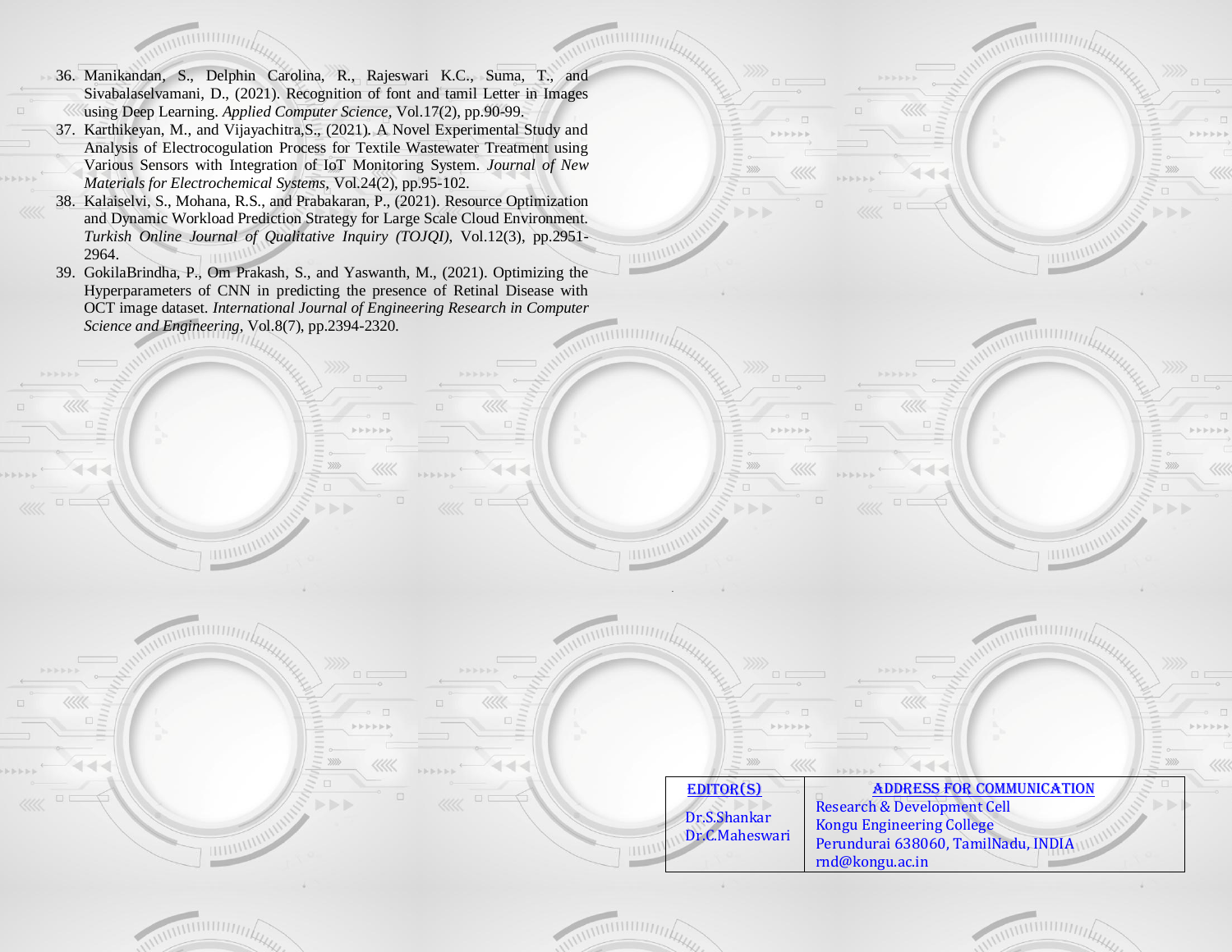36. Manikandan, S., Delphin Carolina, R., Rajeswari K.C., Suma, T., and Sivabalaselvamani, D., (2021). Recognition of font and tamil Letter in Images using Deep Learning. *Applied Computer Science*, Vol.17(2), pp.90-99.
37. Karthikeyan, M., and Vijayachitra,S., (2021). A Novel Experimental Study and Analysis of Electrocogulation Process for Textile Wastewater Treatment using Various Sensors with Integration of IoT Monitoring System. *Journal of New Materials for Electrochemical Systems*, Vol.24(2), pp.95-102.
38. Kalaiselvi, S., Mohana, R.S., and Prabakaran, P., (2021). Resource Optimization and Dynamic Workload Prediction Strategy for Large Scale Cloud Environment. *Turkish Online Journal of Qualitative Inquiry (TOJQI)*, Vol.12(3), pp.2951-2964.
39. GokilaBrindha, P., Om Prakash, S., and Yaswanth, M., (2021). Optimizing the Hyperparameters of CNN in predicting the presence of Retinal Disease with OCT image dataset. *International Journal of Engineering Research in Computer Science and Engineering*, Vol.8(7), pp.2394-2320.

| EDITOR(S) | ADDRESS FOR COMMUNICATION |
| --- | --- |
| Dr.S.Shankar<br>Dr.C.Maheswari | Research & Development Cell<br>Kongu Engineering College<br>Perundurai 638060, TamilNadu, INDIA<br>rnd@kongu.ac.in |